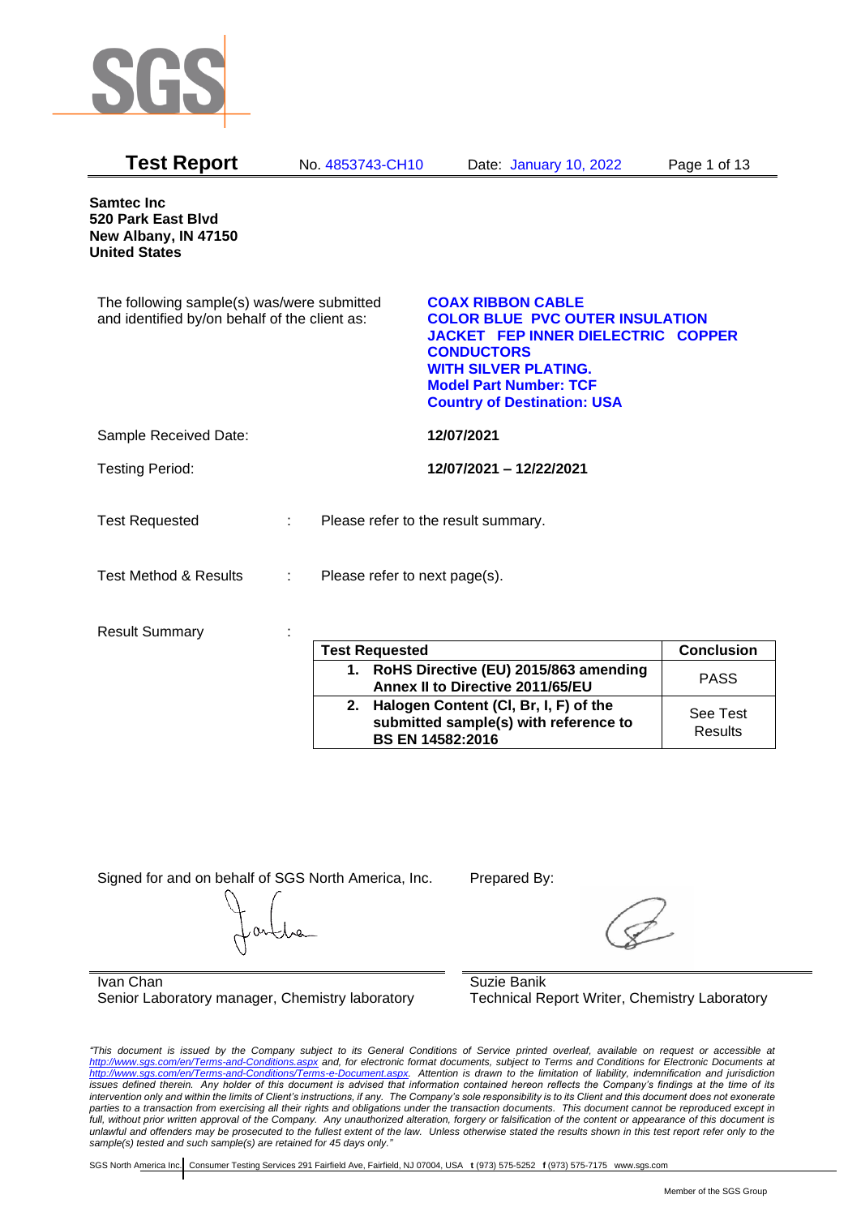# Test Report

No. 4853743-CH10 Date: January 10, 2022

**Samtec Inc**
**520 Park East Blvd**
**New Albany, IN 47150**
**United States**

The following sample(s) was/were submitted and identified by/on behalf of the client as:

**COAX RIBBON CABLE**
**COLOR BLUE PVC OUTER INSULATION JACKET FEP INNER DIELECTRIC COPPER CONDUCTORS**
**WITH SILVER PLATING.**
**Model Part Number: TCF**
**Country of Destination: USA**

Sample Received Date: **12/07/2021**

Testing Period: **12/07/2021 – 12/22/2021**

Test Requested : Please refer to the result summary.

Test Method & Results : Please refer to next page(s).

Result Summary :

| Test Requested | Conclusion |
|---|---|
| **1. RoHS Directive (EU) 2015/863 amending Annex II to Directive 2011/65/EU** | PASS |
| **2. Halogen Content (Cl, Br, I, F) of the submitted sample(s) with reference to BS EN 14582:2016** | See Test Results |

Signed for and on behalf of SGS North America, Inc.

Ivan Chan
Senior Laboratory manager, Chemistry laboratory

Prepared By:

Suzie Banik
Technical Report Writer, Chemistry Laboratory

*"This document is issued by the Company subject to its General Conditions of Service printed overleaf, available on request or accessible at http://www.sgs.com/en/Terms-and-Conditions.aspx and, for electronic format documents, subject to Terms and Conditions for Electronic Documents at http://www.sgs.com/en/Terms-and-Conditions/Terms-e-Document.aspx. Attention is drawn to the limitation of liability, indemnification and jurisdiction issues defined therein. Any holder of this document is advised that information contained hereon reflects the Company's findings at the time of its intervention only and within the limits of Client's instructions, if any. The Company's sole responsibility is to its Client and this document does not exonerate parties to a transaction from exercising all their rights and obligations under the transaction documents. This document cannot be reproduced except in full, without prior written approval of the Company. Any unauthorized alteration, forgery or falsification of the content or appearance of this document is unlawful and offenders may be prosecuted to the fullest extent of the law. Unless otherwise stated the results shown in this test report refer only to the sample(s) tested and such sample(s) are retained for 45 days only."*

SGS North America Inc. | Consumer Testing Services 291 Fairfield Ave, Fairfield, NJ 07004, USA t (973) 575-5252 f (973) 575-7175 www.sgs.com

Member of the SGS Group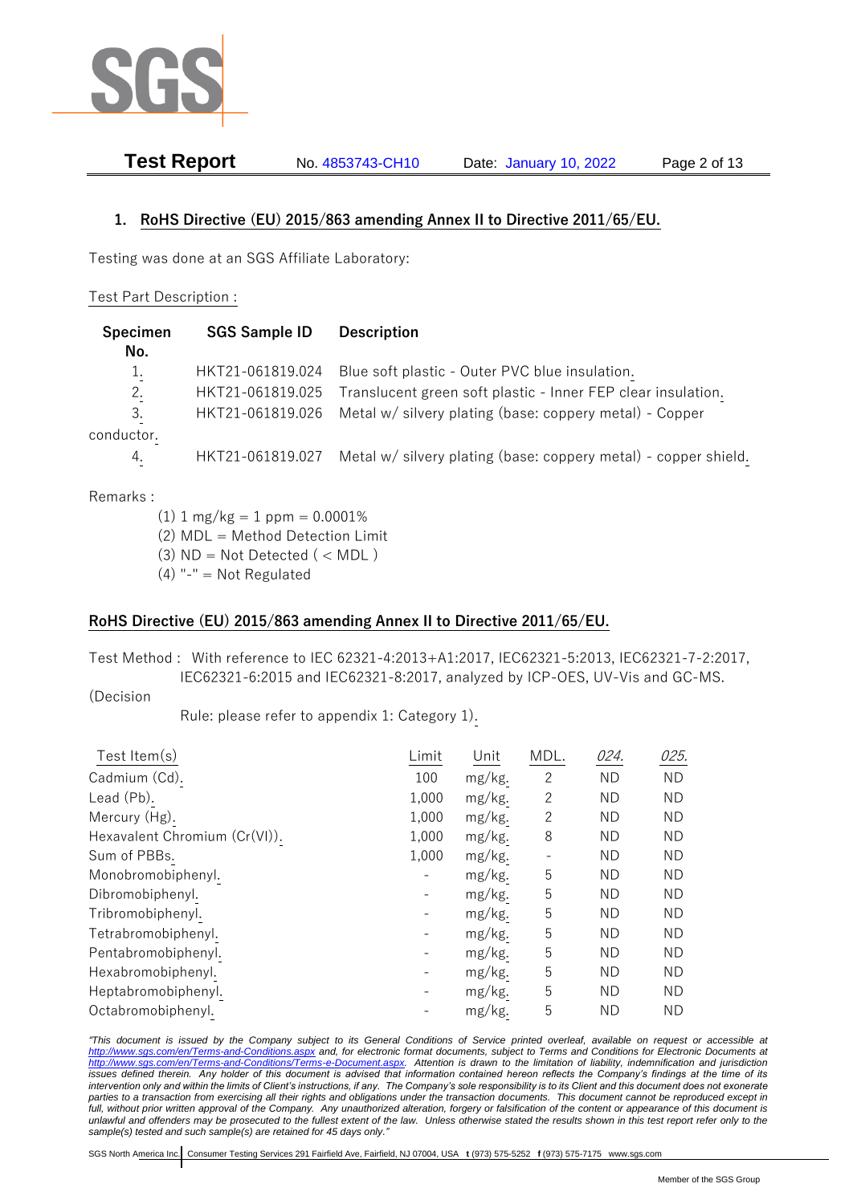## 1. RoHS Directive (EU) 2015/863 amending Annex II to Directive 2011/65/EU.

Testing was done at an SGS Affiliate Laboratory:

Test Part Description :

| Specimen No. | SGS Sample ID | Description |
|---|---|---|
| 1. | HKT21-061819.024 | Blue soft plastic - Outer PVC blue insulation. |
| 2. | HKT21-061819.025 | Translucent green soft plastic - Inner FEP clear insulation. |
| 3. | HKT21-061819.026 | Metal w/ silvery plating (base: coppery metal) - Copper conductor. |
| 4. | HKT21-061819.027 | Metal w/ silvery plating (base: coppery metal) - copper shield. |

Remarks :

(1) 1 mg/kg = 1 ppm = 0.0001%
(2) MDL = Method Detection Limit
(3) ND = Not Detected ( < MDL )
(4) "-" = Not Regulated

## RoHS Directive (EU) 2015/863 amending Annex II to Directive 2011/65/EU.

Test Method : With reference to IEC 62321-4:2013+A1:2017, IEC62321-5:2013, IEC62321-7-2:2017, IEC62321-6:2015 and IEC62321-8:2017, analyzed by ICP-OES, UV-Vis and GC-MS. (Decision Rule: please refer to appendix 1: Category 1).

| Test Item(s) | Limit | Unit | MDL. | *024.* | *025.* |
|---|---|---|---|---|---|
| Cadmium (Cd). | 100 | mg/kg. | 2 | ND | ND |
| Lead (Pb). | 1,000 | mg/kg. | 2 | ND | ND |
| Mercury (Hg). | 1,000 | mg/kg. | 2 | ND | ND |
| Hexavalent Chromium (Cr(VI)). | 1,000 | mg/kg. | 8 | ND | ND |
| Sum of PBBs. | 1,000 | mg/kg. | - | ND | ND |
| Monobromobiphenyl. | - | mg/kg. | 5 | ND | ND |
| Dibromobiphenyl. | - | mg/kg. | 5 | ND | ND |
| Tribromobiphenyl. | - | mg/kg. | 5 | ND | ND |
| Tetrabromobiphenyl. | - | mg/kg. | 5 | ND | ND |
| Pentabromobiphenyl. | - | mg/kg. | 5 | ND | ND |
| Hexabromobiphenyl. | - | mg/kg. | 5 | ND | ND |
| Heptabromobiphenyl. | - | mg/kg. | 5 | ND | ND |
| Octabromobiphenyl. | - | mg/kg. | 5 | ND | ND |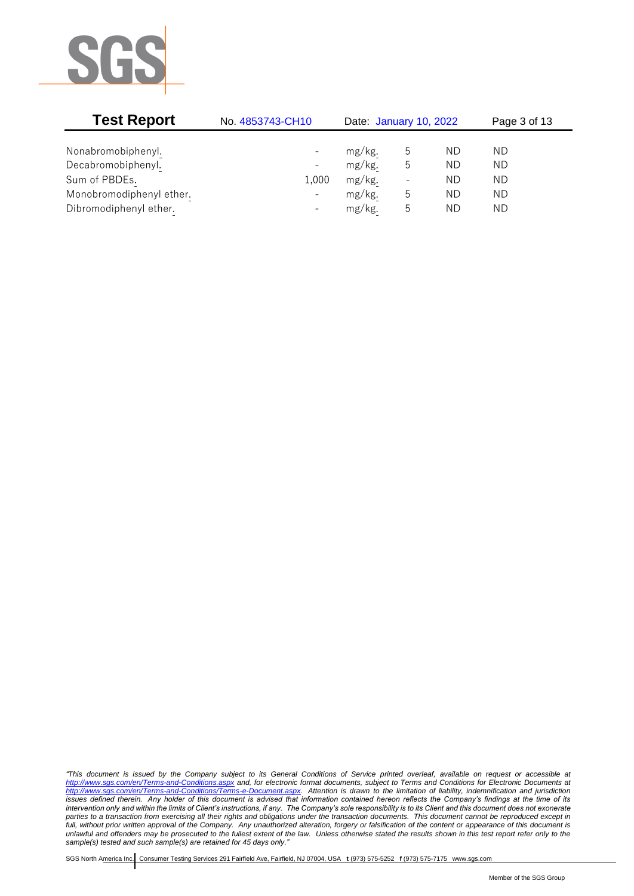| | | | | | |
|---|---|---|---|---|---|
| Nonabromobiphenyl. | - | mg/kg. | 5 | ND | ND |
| Decabromobiphenyl. | - | mg/kg. | 5 | ND | ND |
| Sum of PBDEs. | 1,000 | mg/kg. | - | ND | ND |
| Monobromodiphenyl ether. | - | mg/kg. | 5 | ND | ND |
| Dibromodiphenyl ether. | - | mg/kg. | 5 | ND | ND |

*"This document is issued by the Company subject to its General Conditions of Service printed overleaf, available on request or accessible at http://www.sgs.com/en/Terms-and-Conditions.aspx and, for electronic format documents, subject to Terms and Conditions for Electronic Documents at http://www.sgs.com/en/Terms-and-Conditions/Terms-e-Document.aspx. Attention is drawn to the limitation of liability, indemnification and jurisdiction issues defined therein. Any holder of this document is advised that information contained hereon reflects the Company's findings at the time of its intervention only and within the limits of Client's instructions, if any. The Company's sole responsibility is to its Client and this document does not exonerate parties to a transaction from exercising all their rights and obligations under the transaction documents. This document cannot be reproduced except in full, without prior written approval of the Company. Any unauthorized alteration, forgery or falsification of the content or appearance of this document is unlawful and offenders may be prosecuted to the fullest extent of the law. Unless otherwise stated the results shown in this test report refer only to the sample(s) tested and such sample(s) are retained for 45 days only."*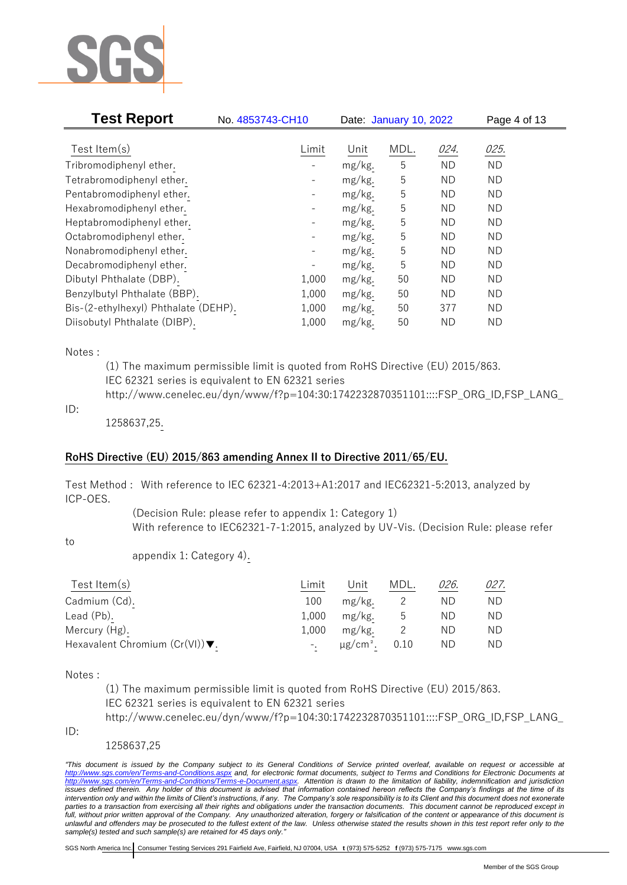**Test Report** No. 4853743-CH10 Date: January 10, 2022

| Test Item(s) | Limit | Unit | MDL. | *024.* | *025.* |
|---|---|---|---|---|---|
| Tribromodiphenyl ether. | - | mg/kg. | 5 | ND | ND |
| Tetrabromodiphenyl ether. | - | mg/kg. | 5 | ND | ND |
| Pentabromodiphenyl ether. | - | mg/kg. | 5 | ND | ND |
| Hexabromodiphenyl ether. | - | mg/kg. | 5 | ND | ND |
| Heptabromodiphenyl ether. | - | mg/kg. | 5 | ND | ND |
| Octabromodiphenyl ether. | - | mg/kg. | 5 | ND | ND |
| Nonabromodiphenyl ether. | - | mg/kg. | 5 | ND | ND |
| Decabromodiphenyl ether. | - | mg/kg. | 5 | ND | ND |
| Dibutyl Phthalate (DBP). | 1,000 | mg/kg. | 50 | ND | ND |
| Benzylbutyl Phthalate (BBP). | 1,000 | mg/kg. | 50 | ND | ND |
| Bis-(2-ethylhexyl) Phthalate (DEHP). | 1,000 | mg/kg. | 50 | 377 | ND |
| Diisobutyl Phthalate (DIBP). | 1,000 | mg/kg. | 50 | ND | ND |

Notes :

(1) The maximum permissible limit is quoted from RoHS Directive (EU) 2015/863.
IEC 62321 series is equivalent to EN 62321 series
http://www.cenelec.eu/dyn/www/f?p=104:30:1742232870351101::::FSP_ORG_ID,FSP_LANG_ID:
1258637,25.

## RoHS Directive (EU) 2015/863 amending Annex II to Directive 2011/65/EU.

Test Method : With reference to IEC 62321-4:2013+A1:2017 and IEC62321-5:2013, analyzed by ICP-OES.
(Decision Rule: please refer to appendix 1: Category 1)
With reference to IEC62321-7-1:2015, analyzed by UV-Vis. (Decision Rule: please refer to appendix 1: Category 4).

| Test Item(s) | Limit | Unit | MDL. | *026.* | *027.* |
|---|---|---|---|---|---|
| Cadmium (Cd). | 100 | mg/kg. | 2 | ND | ND |
| Lead (Pb). | 1,000 | mg/kg. | 5 | ND | ND |
| Mercury (Hg). | 1,000 | mg/kg. | 2 | ND | ND |
| Hexavalent Chromium (Cr(VI))▼. | -. | μg/cm². | 0.10 | ND | ND |

Notes :

(1) The maximum permissible limit is quoted from RoHS Directive (EU) 2015/863.
IEC 62321 series is equivalent to EN 62321 series
http://www.cenelec.eu/dyn/www/f?p=104:30:1742232870351101::::FSP_ORG_ID,FSP_LANG_ID:
1258637,25

*"This document is issued by the Company subject to its General Conditions of Service printed overleaf, available on request or accessible at http://www.sgs.com/en/Terms-and-Conditions.aspx and, for electronic format documents, subject to Terms and Conditions for Electronic Documents at http://www.sgs.com/en/Terms-and-Conditions/Terms-e-Document.aspx. Attention is drawn to the limitation of liability, indemnification and jurisdiction issues defined therein. Any holder of this document is advised that information contained hereon reflects the Company's findings at the time of its intervention only and within the limits of Client's instructions, if any. The Company's sole responsibility is to its Client and this document does not exonerate parties to a transaction from exercising all their rights and obligations under the transaction documents. This document cannot be reproduced except in full, without prior written approval of the Company. Any unauthorized alteration, forgery or falsification of the content or appearance of this document is unlawful and offenders may be prosecuted to the fullest extent of the law. Unless otherwise stated the results shown in this test report refer only to the sample(s) tested and such sample(s) are retained for 45 days only."*

SGS North America Inc. Consumer Testing Services 291 Fairfield Ave, Fairfield, NJ 07004, USA t (973) 575-5252 f (973) 575-7175 www.sgs.com

Member of the SGS Group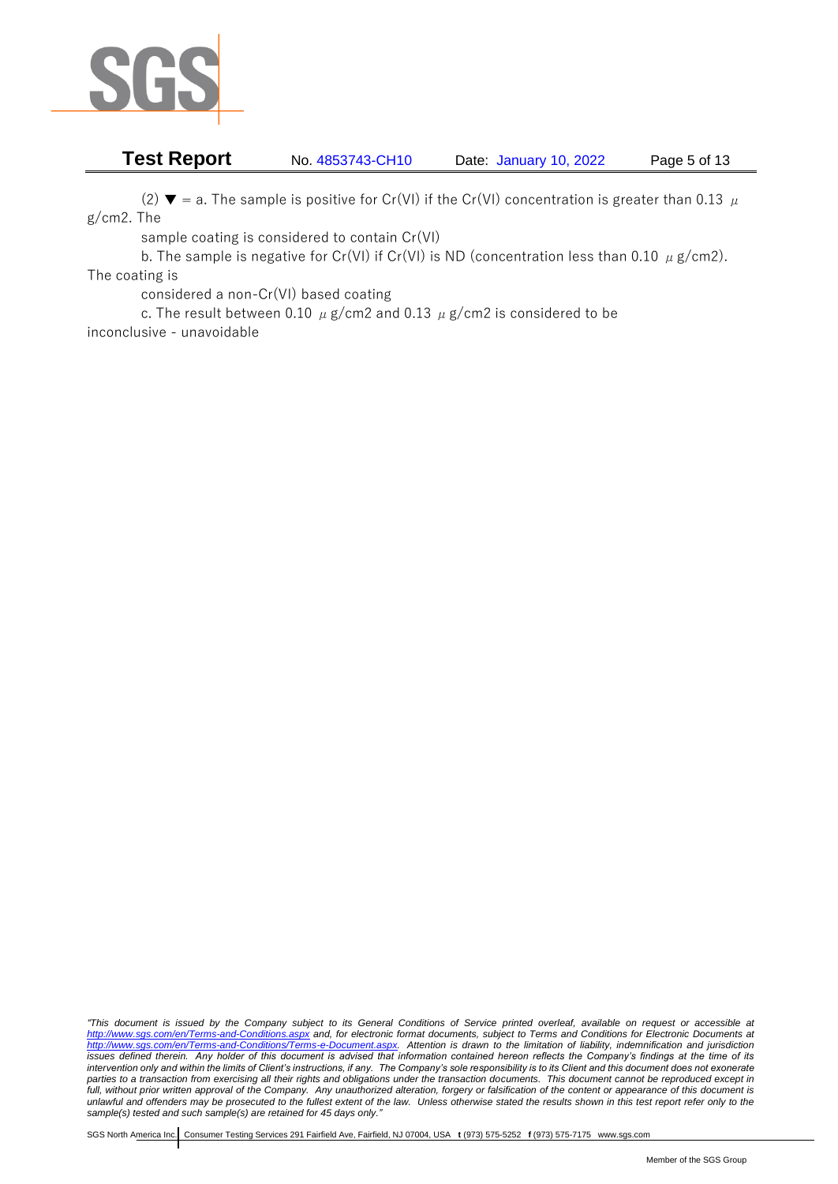(2) ▼ = a. The sample is positive for Cr(VI) if the Cr(VI) concentration is greater than 0.13 μg/cm2. The sample coating is considered to contain Cr(VI)

b. The sample is negative for Cr(VI) if Cr(VI) is ND (concentration less than 0.10 μg/cm2). The coating is considered a non-Cr(VI) based coating

c. The result between 0.10 μg/cm2 and 0.13 μg/cm2 is considered to be inconclusive - unavoidable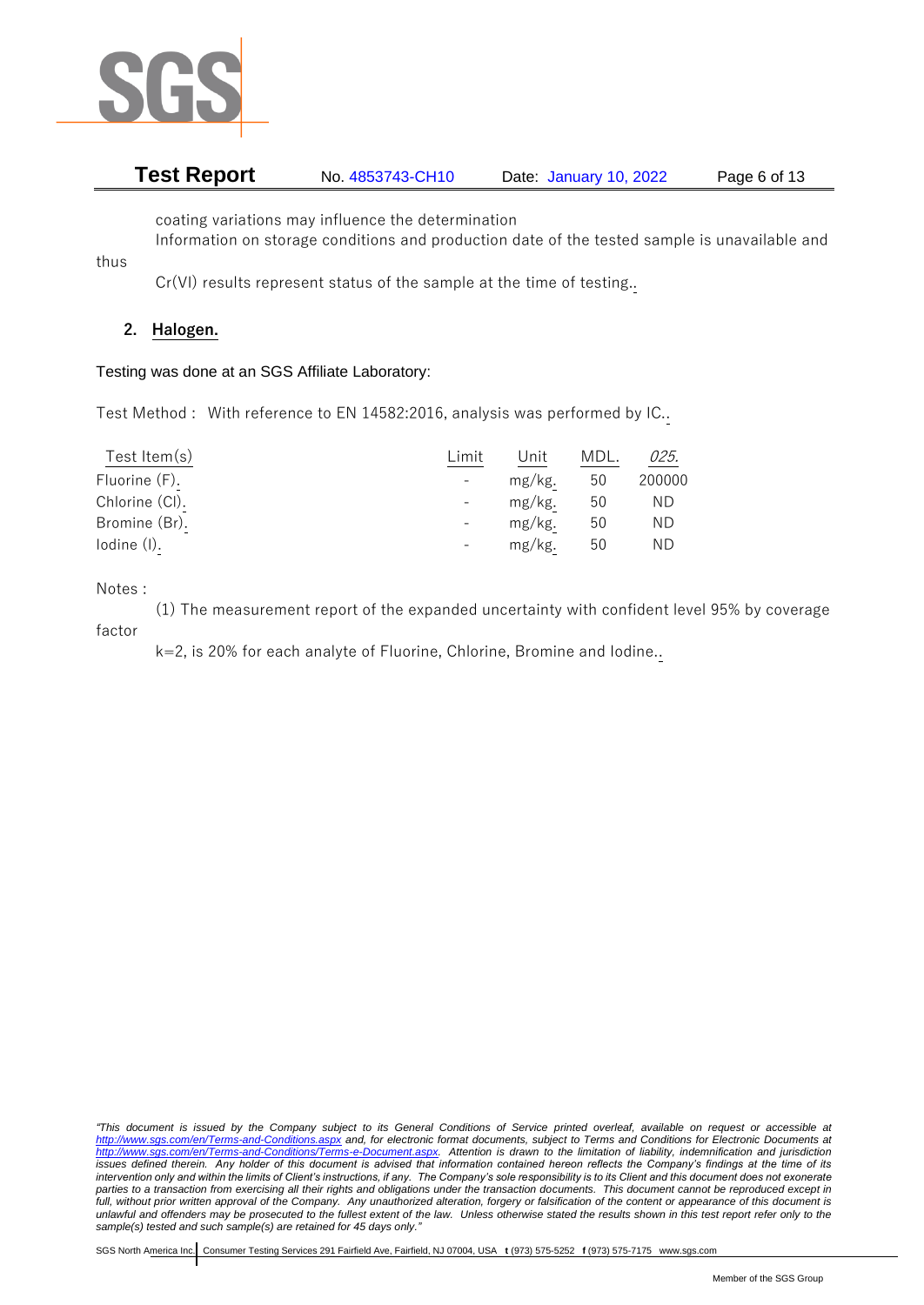coating variations may influence the determination

Information on storage conditions and production date of the tested sample is unavailable and thus

Cr(VI) results represent status of the sample at the time of testing..

## 2. Halogen.

Testing was done at an SGS Affiliate Laboratory:

Test Method : With reference to EN 14582:2016, analysis was performed by IC..

| Test Item(s) | Limit | Unit | MDL. | *025.* |
|---|---|---|---|---|
| Fluorine (F). | - | mg/kg. | 50 | 200000 |
| Chlorine (Cl). | - | mg/kg. | 50 | ND |
| Bromine (Br). | - | mg/kg. | 50 | ND |
| Iodine (I). | - | mg/kg. | 50 | ND |

Notes :

(1) The measurement report of the expanded uncertainty with confident level 95% by coverage factor

k=2, is 20% for each analyte of Fluorine, Chlorine, Bromine and Iodine..

*"This document is issued by the Company subject to its General Conditions of Service printed overleaf, available on request or accessible at http://www.sgs.com/en/Terms-and-Conditions.aspx and, for electronic format documents, subject to Terms and Conditions for Electronic Documents at http://www.sgs.com/en/Terms-and-Conditions/Terms-e-Document.aspx. Attention is drawn to the limitation of liability, indemnification and jurisdiction issues defined therein. Any holder of this document is advised that information contained hereon reflects the Company's findings at the time of its intervention only and within the limits of Client's instructions, if any. The Company's sole responsibility is to its Client and this document does not exonerate parties to a transaction from exercising all their rights and obligations under the transaction documents. This document cannot be reproduced except in full, without prior written approval of the Company. Any unauthorized alteration, forgery or falsification of the content or appearance of this document is unlawful and offenders may be prosecuted to the fullest extent of the law. Unless otherwise stated the results shown in this test report refer only to the sample(s) tested and such sample(s) are retained for 45 days only."*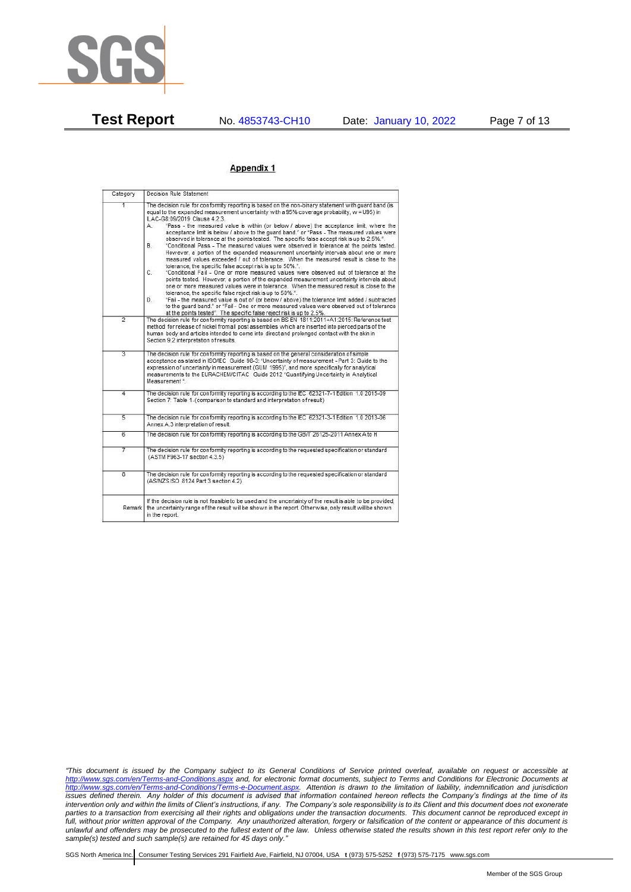## Appendix 1

| Category | Decision Rule Statement |
|---|---|
| 1 | The decision rule for conformity reporting is based on the non-binary statement with guard band (is equal to the expanded measurement uncertainty with a 95% coverage probability, w = U95) in ILAC-G8:09/2019 Clause 4.2.3.<br>A. "Pass - the measured value is within (or below / above) the acceptance limit, where the acceptance limit is below / above to the guard band." or "Pass - The measured values were observed in tolerance at the points tested. The specific false accept risk is up to 2.5%.".<br>B. "Conditional Pass - The measured values were observed in tolerance at the points tested. However, a portion of the expanded measurement uncertainty intervals about one or more measured values exceeded / out of tolerance. When the measured result is close to the tolerance, the specific false accept risk is up to 50%.".<br>C. "Conditional Fail - One or more measured values were observed out of tolerance at the points tested. However, a portion of the expanded measurement uncertainty intervals about one or more measured values were in tolerance. When the measured result is close to the tolerance, the specific false reject risk is up to 50%.".<br>D. "Fail - the measured value is out of (or below / above) the tolerance limit added / subtracted to the guard band." or "Fail - One or more measured values were observed out of tolerance at the points tested". The specific false reject risk is up to 2.5%. |
| 2 | The decision rule for conformity reporting is based on BS EN 1811:2011+A1:2015: Reference test method for release of nickel from all post assemblies which are inserted into pierced parts of the human body and articles intended to come into direct and prolonged contact with the skin in Section 9.2 interpretation of results. |
| 3 | The decision rule for conformity reporting is based on the general consideration of simple acceptance as stated in ISO/IEC Guide 98-3: "Uncertainty of measurement - Part 3: Guide to the expression of uncertainty in measurement (GUM 1995)", and more specifically for analytical measurements to the EURACHEM/CITAC Guide 2012 "Quantifying Uncertainty in Analytical Measurement ". |
| 4 | The decision rule for conformity reporting is according to the IEC 62321-7-1 Edition 1.0 2015-09 Section 7: Table 1-(comparison to standard and interpretation of result) |
| 5 | The decision rule for conformity reporting is according to the IEC 62321-3-1 Edition 1.0 2013-06 Annex A.3 interpretation of result. |
| 6 | The decision rule for conformity reporting is according to the GB/T 26125-2011 Annex A to H |
| 7 | The decision rule for conformity reporting is according to the requested specification or standard (ASTM F963-17 section 4.3.5) |
| 8 | The decision rule for conformity reporting is according to the requested specification or standard (AS/NZS ISO 8124 Part 3 section 4.2) |
| Remark | If the decision rule is not feasible to be used and the uncertainty of the result is able to be provided, the uncertainty range of the result will be shown in the report. Otherwise, only result will be shown in the report. |

*"This document is issued by the Company subject to its General Conditions of Service printed overleaf, available on request or accessible at http://www.sgs.com/en/Terms-and-Conditions.aspx and, for electronic format documents, subject to Terms and Conditions for Electronic Documents at http://www.sgs.com/en/Terms-and-Conditions/Terms-e-Document.aspx. Attention is drawn to the limitation of liability, indemnification and jurisdiction issues defined therein. Any holder of this document is advised that information contained hereon reflects the Company's findings at the time of its intervention only and within the limits of Client's instructions, if any. The Company's sole responsibility is to its Client and this document does not exonerate parties to a transaction from exercising all their rights and obligations under the transaction documents. This document cannot be reproduced except in full, without prior written approval of the Company. Any unauthorized alteration, forgery or falsification of the content or appearance of this document is unlawful and offenders may be prosecuted to the fullest extent of the law. Unless otherwise stated the results shown in this test report refer only to the sample(s) tested and such sample(s) are retained for 45 days only."*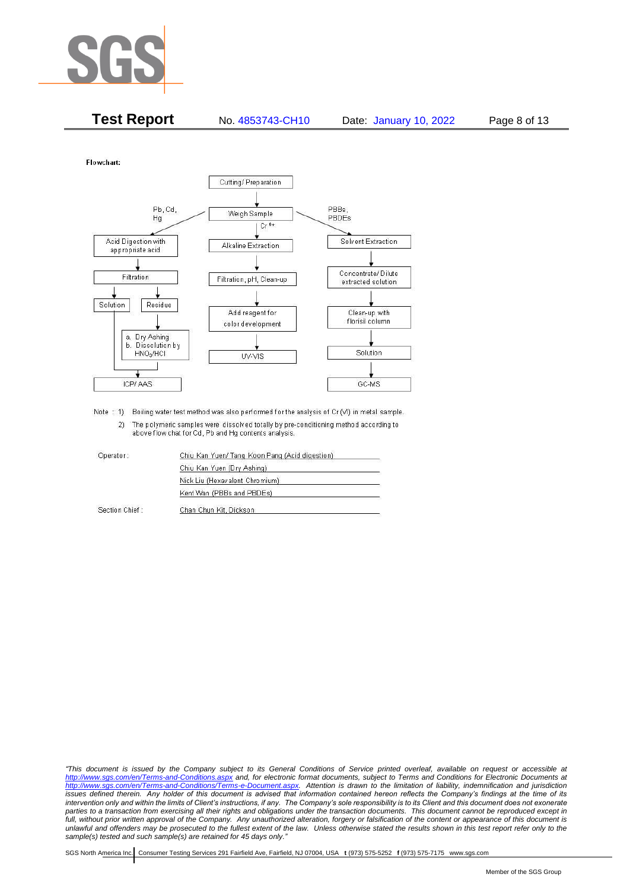Flowchart:

- Cutting/ Preparation
- Weigh Sample
  - Pb, Cd, Hg:
    - Acid Digestion with appropriate acid
    - Filtration
    - Solution → ICP/ AAS
    - Residue → a. Dry Ashing b. Dissolution by $HNO_3$/HCl → ICP/ AAS
  - $Cr^{6+}$:
    - Alkaline Extraction
    - Filtration, pH, Clean-up
    - Add reagent for color development
    - UV-VIS
  - PBBs, PBDEs:
    - Solvent Extraction
    - Concentrate/ Dilute extracted solution
    - Clean-up with florisil column
    - Solution
    - GC-MS

Note : 1) Boiling water test method was also performed for the analysis of Cr (VI) in metal sample.

2) The polymeric samples were dissolved totally by pre-conditioning method according to above flow chat for Cd, Pb and Hg contents analysis.

Operator: Chiu Kan Yuen/ Tang Koon Pang (Acid digestion)

Chiu Kan Yuen (Dry Ashing)

Nick Liu (Hexavalent Chromium)

Kent Wan (PBBs and PBDEs)

Section Chief : Chan Chun Kit, Dickson

*"This document is issued by the Company subject to its General Conditions of Service printed overleaf, available on request or accessible at http://www.sgs.com/en/Terms-and-Conditions.aspx and, for electronic format documents, subject to Terms and Conditions for Electronic Documents at http://www.sgs.com/en/Terms-and-Conditions/Terms-e-Document.aspx. Attention is drawn to the limitation of liability, indemnification and jurisdiction issues defined therein. Any holder of this document is advised that information contained hereon reflects the Company's findings at the time of its intervention only and within the limits of Client's instructions, if any. The Company's sole responsibility is to its Client and this document does not exonerate parties to a transaction from exercising all their rights and obligations under the transaction documents. This document cannot be reproduced except in full, without prior written approval of the Company. Any unauthorized alteration, forgery or falsification of the content or appearance of this document is unlawful and offenders may be prosecuted to the fullest extent of the law. Unless otherwise stated the results shown in this test report refer only to the sample(s) tested and such sample(s) are retained for 45 days only."*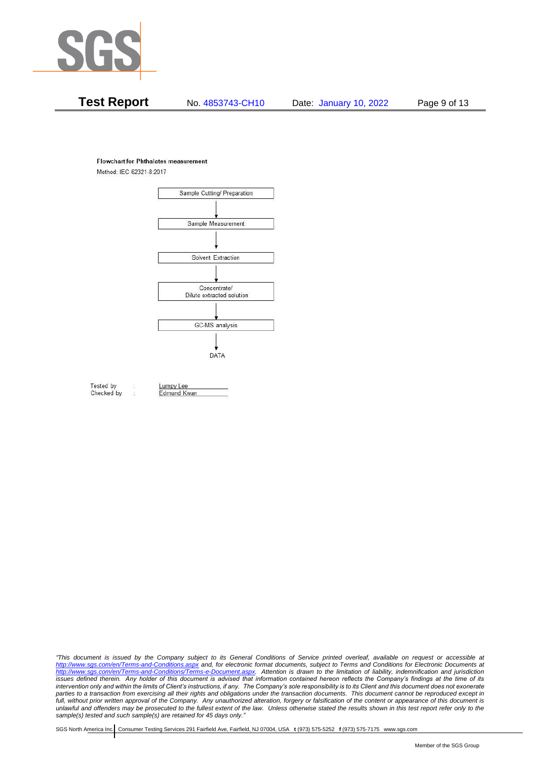**Flowchart for Phthalates measurement**

Method: IEC 62321-8:2017

Sample Cutting/ Preparation

↓

Sample Measurement

↓

Solvent Extraction

↓

Concentrate/ Dilute extracted solution

↓

GC-MS analysis

↓

DATA

Tested by : Lumpy Lee

Checked by : Edmund Kwan

*"This document is issued by the Company subject to its General Conditions of Service printed overleaf, available on request or accessible at http://www.sgs.com/en/Terms-and-Conditions.aspx and, for electronic format documents, subject to Terms and Conditions for Electronic Documents at http://www.sgs.com/en/Terms-and-Conditions/Terms-e-Document.aspx. Attention is drawn to the limitation of liability, indemnification and jurisdiction issues defined therein. Any holder of this document is advised that information contained hereon reflects the Company's findings at the time of its intervention only and within the limits of Client's instructions, if any. The Company's sole responsibility is to its Client and this document does not exonerate parties to a transaction from exercising all their rights and obligations under the transaction documents. This document cannot be reproduced except in full, without prior written approval of the Company. Any unauthorized alteration, forgery or falsification of the content or appearance of this document is unlawful and offenders may be prosecuted to the fullest extent of the law. Unless otherwise stated the results shown in this test report refer only to the sample(s) tested and such sample(s) are retained for 45 days only."*

SGS North America Inc. | Consumer Testing Services 291 Fairfield Ave, Fairfield, NJ 07004, USA **t** (973) 575-5252 **f** (973) 575-7175 www.sgs.com

Member of the SGS Group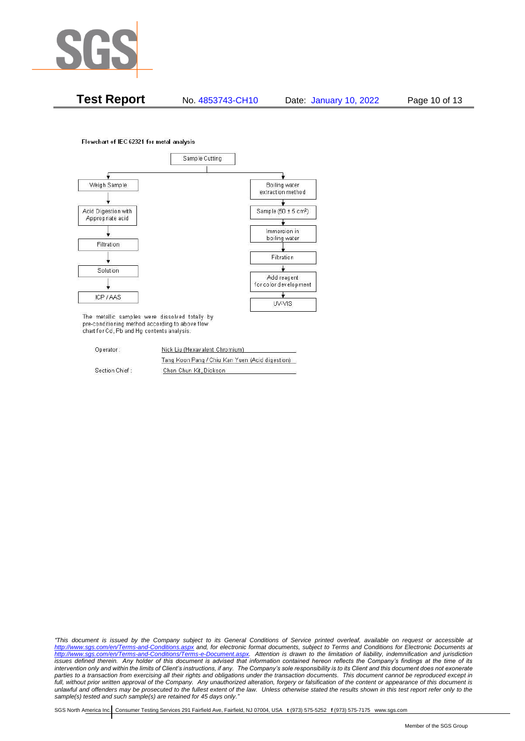**Test Report** No. 4853743-CH10 Date: January 10, 2022

Flowchart of IEC 62321 for metal analysis

Sample Cutting

- Weigh Sample → Acid Digestion with Appropriate acid → Filtration → Solution → ICP / AAS
- Boiling water extraction method → Sample (50 ± 5 $cm^2$) → Immersion in boiling water → Filtration → Add reagent for color development → UV-VIS

The metallic samples were dissolved totally by pre-conditioning method according to above flow chart for Cd, Pb and Hg contents analysis.

| | |
|---|---|
| Operator: | Nick Liu (Hexavalent Chromium) |
| | Tang Koon Pang / Chiu Kan Yuen (Acid digestion) |
| Section Chief: | Chan Chun Kit, Dickson |

*"This document is issued by the Company subject to its General Conditions of Service printed overleaf, available on request or accessible at http://www.sgs.com/en/Terms-and-Conditions.aspx and, for electronic format documents, subject to Terms and Conditions for Electronic Documents at http://www.sgs.com/en/Terms-and-Conditions/Terms-e-Document.aspx. Attention is drawn to the limitation of liability, indemnification and jurisdiction issues defined therein. Any holder of this document is advised that information contained hereon reflects the Company's findings at the time of its intervention only and within the limits of Client's instructions, if any. The Company's sole responsibility is to its Client and this document does not exonerate parties to a transaction from exercising all their rights and obligations under the transaction documents. This document cannot be reproduced except in full, without prior approval of the Company. Any unauthorized alteration, forgery or falsification of the content or appearance of this document is unlawful and offenders may be prosecuted to the fullest extent of the law. Unless otherwise stated the results shown in this test report refer only to the sample(s) tested and such sample(s) are retained for 45 days only."*

SGS North America Inc. | Consumer Testing Services 291 Fairfield Ave, Fairfield, NJ 07004, USA **t** (973) 575-5252 **f** (973) 575-7175 www.sgs.com

Member of the SGS Group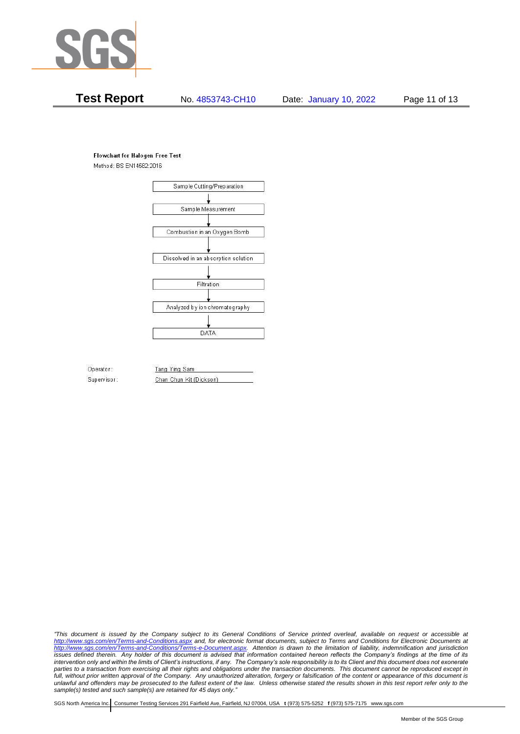**Test Report** No. 4853743-CH10 Date: January 10, 2022

**Flowchart for Halogen Free Test**

Method: BS EN14582:2016

Sample Cutting/Preparation
↓
Sample Measurement
↓
Combustion in an Oxygen Bomb
↓
Dissolved in an absorption solution
↓
Filtration
↓
Analyzed by ion chromatography
↓
DATA

Operator: Tang Ying Sam

Supervisor: Chan Chun Kit (Dickson)

*"This document is issued by the Company subject to its General Conditions of Service printed overleaf, available on request or accessible at http://www.sgs.com/en/Terms-and-Conditions.aspx and, for electronic format documents, subject to Terms and Conditions for Electronic Documents at http://www.sgs.com/en/Terms-and-Conditions/Terms-e-Document.aspx. Attention is drawn to the limitation of liability, indemnification and jurisdiction issues defined therein. Any holder of this document is advised that information contained hereon reflects the Company's findings at the time of its intervention only and within the limits of Client's instructions, if any. The Company's sole responsibility is to its Client and this document does not exonerate parties to a transaction from exercising all their rights and obligations under the transaction documents. This document cannot be reproduced except in full, without prior written approval of the Company. Any unauthorized alteration, forgery or falsification of the content or appearance of this document is unlawful and offenders may be prosecuted to the fullest extent of the law. Unless otherwise stated the results shown in this test report refer only to the sample(s) tested and such sample(s) are retained for 45 days only."*

SGS North America Inc. | Consumer Testing Services 291 Fairfield Ave, Fairfield, NJ 07004, USA **t** (973) 575-5252 **f** (973) 575-7175 www.sgs.com

Member of the SGS Group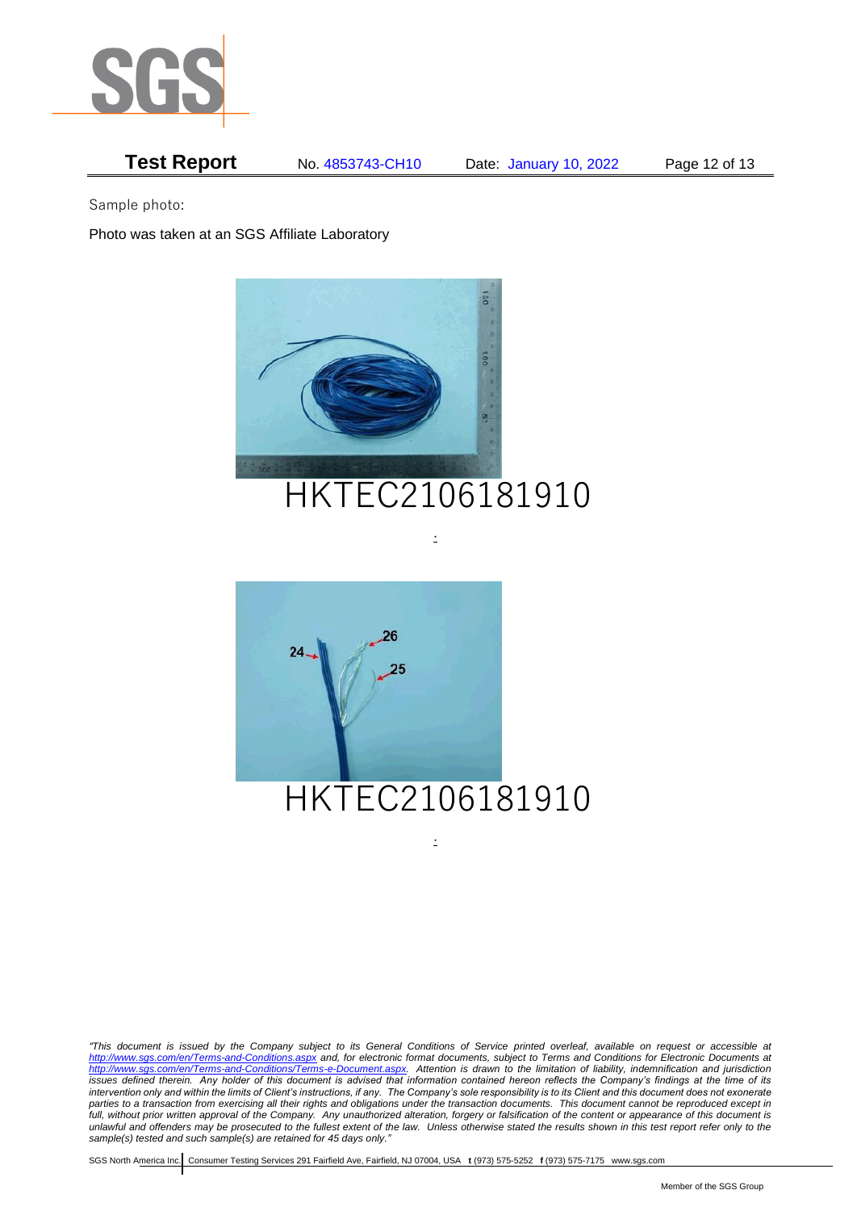Sample photo:

Photo was taken at an SGS Affiliate Laboratory

HKTEC2106181910

HKTEC2106181910

*"This document is issued by the Company subject to its General Conditions of Service printed overleaf, available on request or accessible at http://www.sgs.com/en/Terms-and-Conditions.aspx and, for electronic format documents, subject to Terms and Conditions for Electronic Documents at http://www.sgs.com/en/Terms-and-Conditions/Terms-e-Document.aspx. Attention is drawn to the limitation of liability, indemnification and jurisdiction issues defined therein. Any holder of this document is advised that information contained hereon reflects the Company's findings at the time of its intervention only and within the limits of Client's instructions, if any. The Company's sole responsibility is to its Client and this document does not exonerate parties to a transaction from exercising all their rights and obligations under the transaction documents. This document cannot be reproduced except in full, without prior written approval of the Company. Any unauthorized alteration, forgery or falsification of the content or appearance of this document is unlawful and offenders may be prosecuted to the fullest extent of the law. Unless otherwise stated the results shown in this test report refer only to the sample(s) tested and such sample(s) are retained for 45 days only."*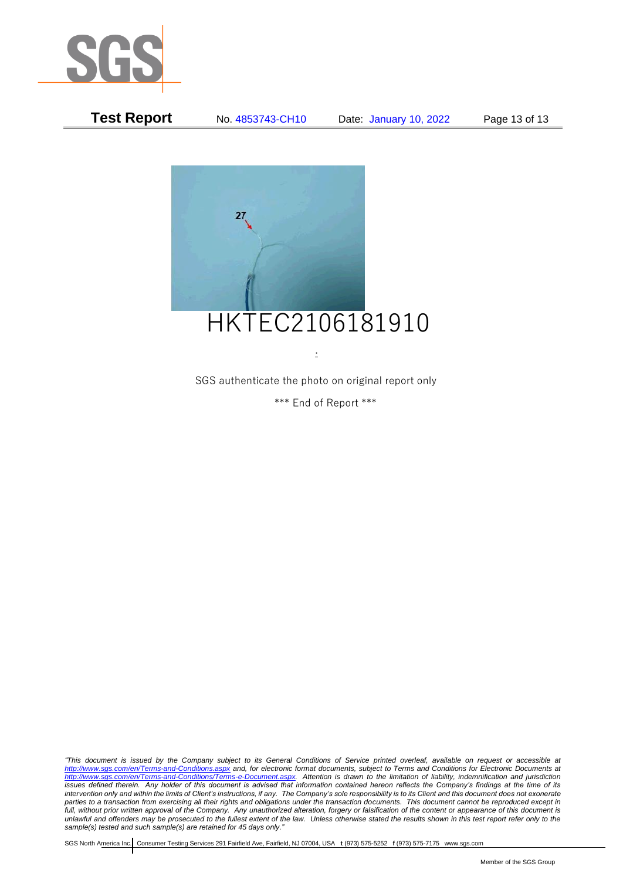HKTEC2106181910

:

SGS authenticate the photo on original report only

\*\*\* End of Report \*\*\*

*"This document is issued by the Company subject to its General Conditions of Service printed overleaf, available on request or accessible at http://www.sgs.com/en/Terms-and-Conditions.aspx and, for electronic format documents, subject to Terms and Conditions for Electronic Documents at http://www.sgs.com/en/Terms-and-Conditions/Terms-e-Document.aspx. Attention is drawn to the limitation of liability, indemnification and jurisdiction issues defined therein. Any holder of this document is advised that information contained hereon reflects the Company's findings at the time of its intervention only and within the limits of Client's instructions, if any. The Company's sole responsibility is to its Client and this document does not exonerate parties to a transaction from exercising all their rights and obligations under the transaction documents. This document cannot be reproduced except in full, without prior written approval of the Company. Any unauthorized alteration, forgery or falsification of the content or appearance of this document is unlawful and offenders may be prosecuted to the fullest extent of the law. Unless otherwise stated the results shown in this test report refer only to the sample(s) tested and such sample(s) are retained for 45 days only."*

SGS North America Inc. | Consumer Testing Services 291 Fairfield Ave, Fairfield, NJ 07004, USA **t** (973) 575-5252 **f** (973) 575-7175 www.sgs.com

Member of the SGS Group